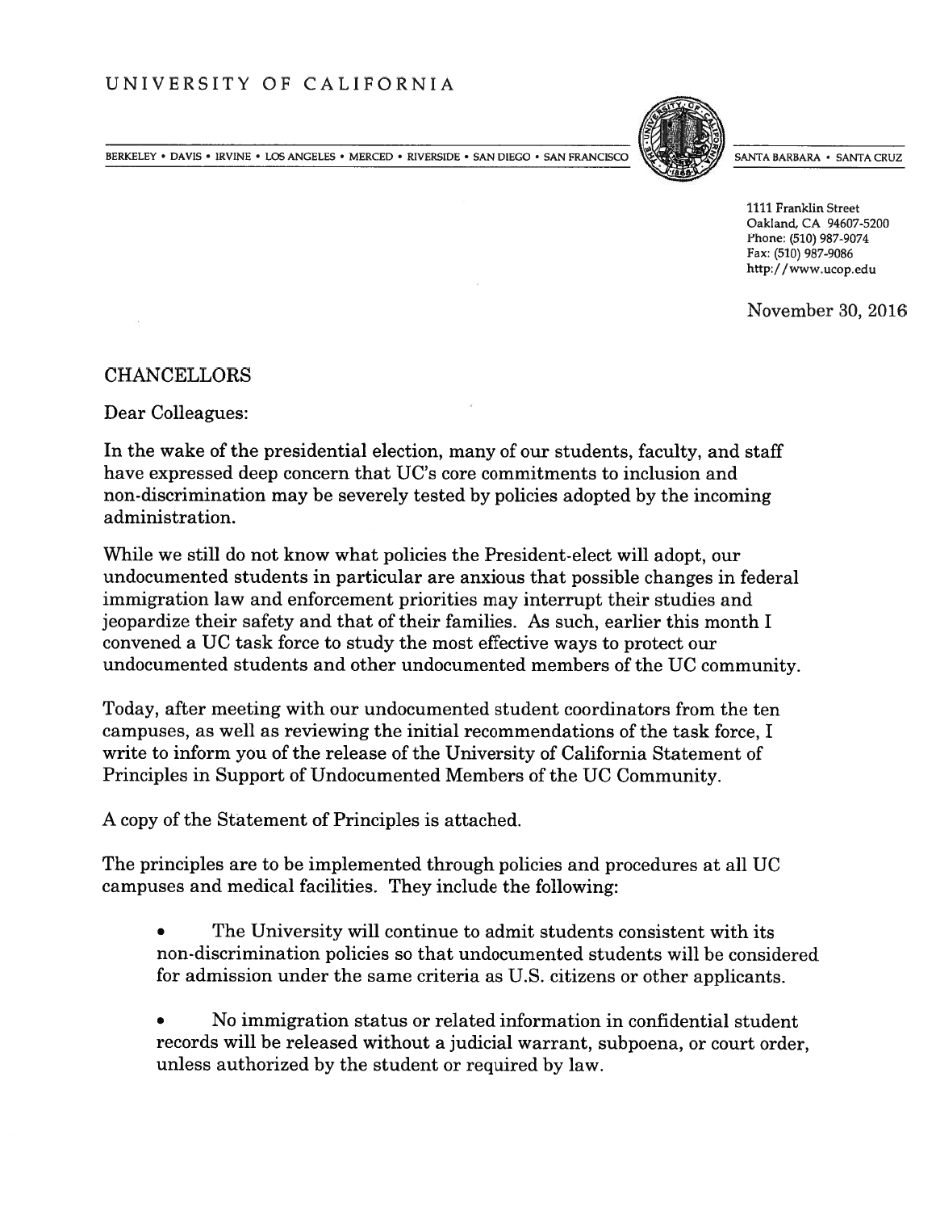UNIVERSITY OF CALIFORNIA

BERKELEY • DAVIS • IRVINE • LOS ANGELES • MERCED • RIVERSIDE • SAN DIEGO • SAN FRANCISCO | SANTA BARBARA • SANTA CRUZ

1111 Franklin Street
Oakland, CA 94607-5200
Phone: (510) 987-9074
Fax: (510) 987-9086
http://www.ucop.edu

November 30, 2016

CHANCELLORS

Dear Colleagues:

In the wake of the presidential election, many of our students, faculty, and staff have expressed deep concern that UC's core commitments to inclusion and non-discrimination may be severely tested by policies adopted by the incoming administration.

While we still do not know what policies the President-elect will adopt, our undocumented students in particular are anxious that possible changes in federal immigration law and enforcement priorities may interrupt their studies and jeopardize their safety and that of their families. As such, earlier this month I convened a UC task force to study the most effective ways to protect our undocumented students and other undocumented members of the UC community.

Today, after meeting with our undocumented student coordinators from the ten campuses, as well as reviewing the initial recommendations of the task force, I write to inform you of the release of the University of California Statement of Principles in Support of Undocumented Members of the UC Community.

A copy of the Statement of Principles is attached.

The principles are to be implemented through policies and procedures at all UC campuses and medical facilities. They include the following:

- The University will continue to admit students consistent with its non-discrimination policies so that undocumented students will be considered for admission under the same criteria as U.S. citizens or other applicants.

- No immigration status or related information in confidential student records will be released without a judicial warrant, subpoena, or court order, unless authorized by the student or required by law.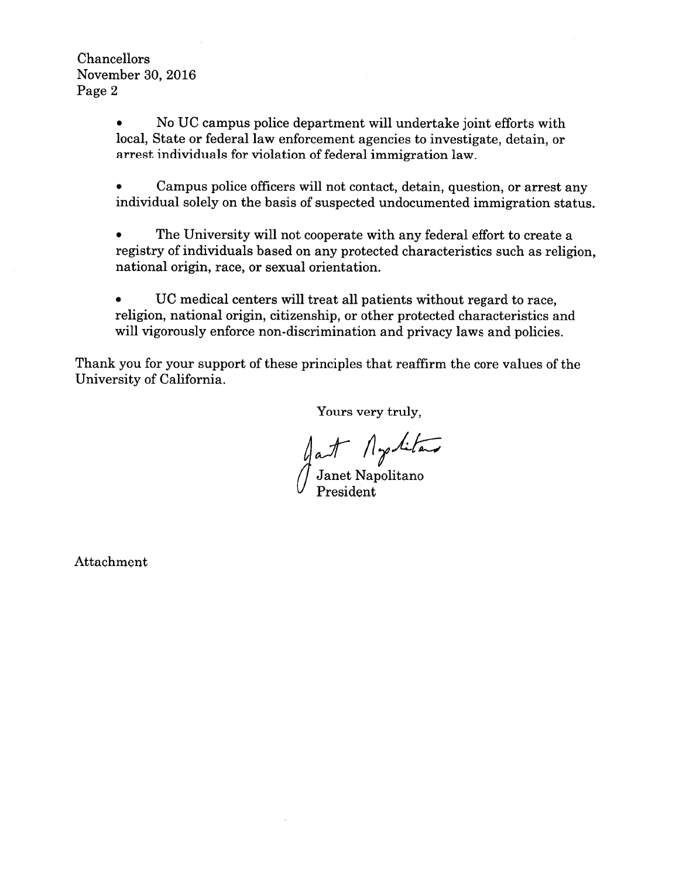- No UC campus police department will undertake joint efforts with local, State or federal law enforcement agencies to investigate, detain, or arrest individuals for violation of federal immigration law.

- Campus police officers will not contact, detain, question, or arrest any individual solely on the basis of suspected undocumented immigration status.

- The University will not cooperate with any federal effort to create a registry of individuals based on any protected characteristics such as religion, national origin, race, or sexual orientation.

- UC medical centers will treat all patients without regard to race, religion, national origin, citizenship, or other protected characteristics and will vigorously enforce non-discrimination and privacy laws and policies.

Thank you for your support of these principles that reaffirm the core values of the University of California.

Yours very truly,

Janet Napolitano
President

Attachment